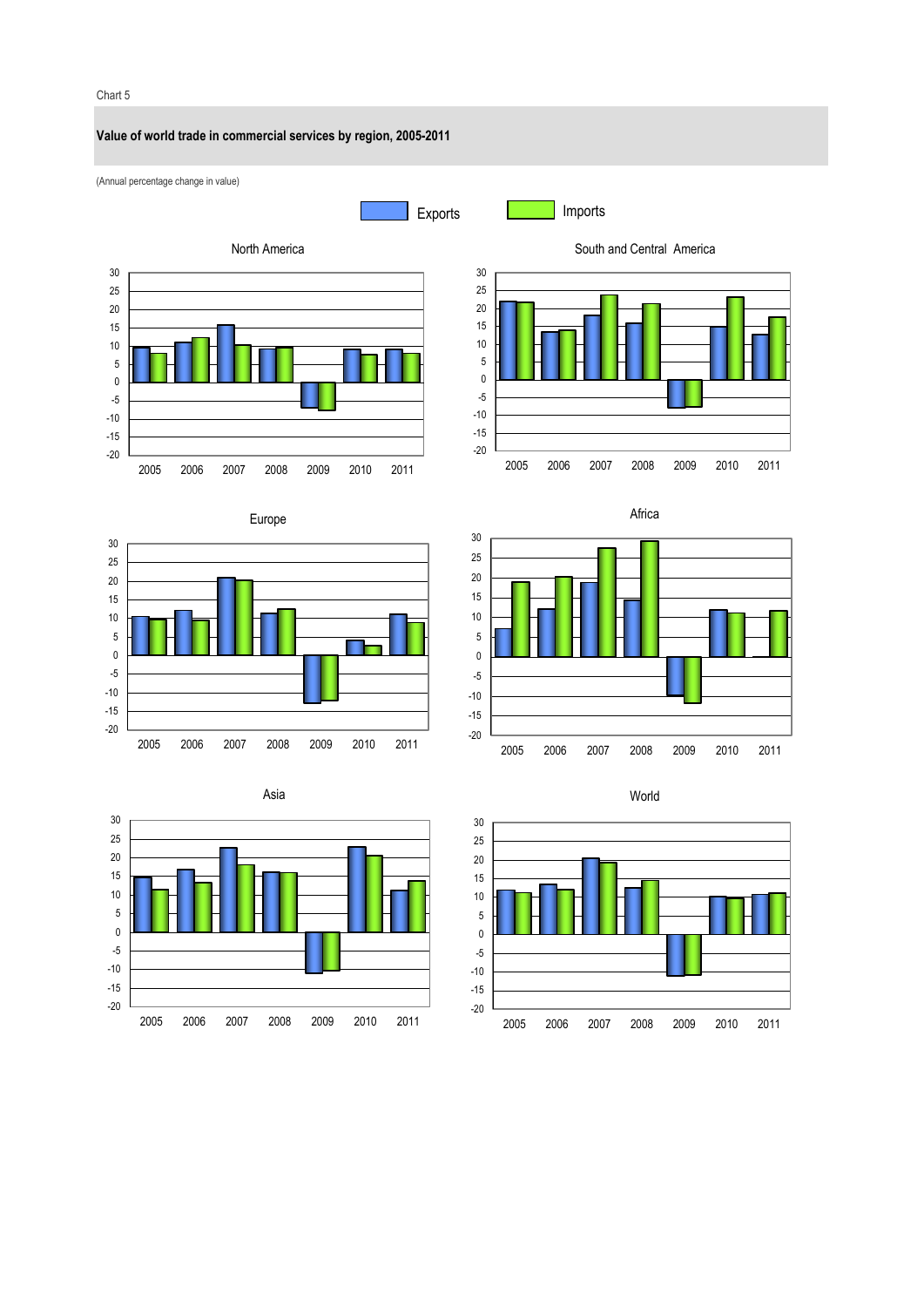Chart 5

**Value of world trade in commercial services by region, 2005-2011**

(Annual percentage change in value)

Exports　Imports

North America

South and Central America

Europe

Africa

Asia

World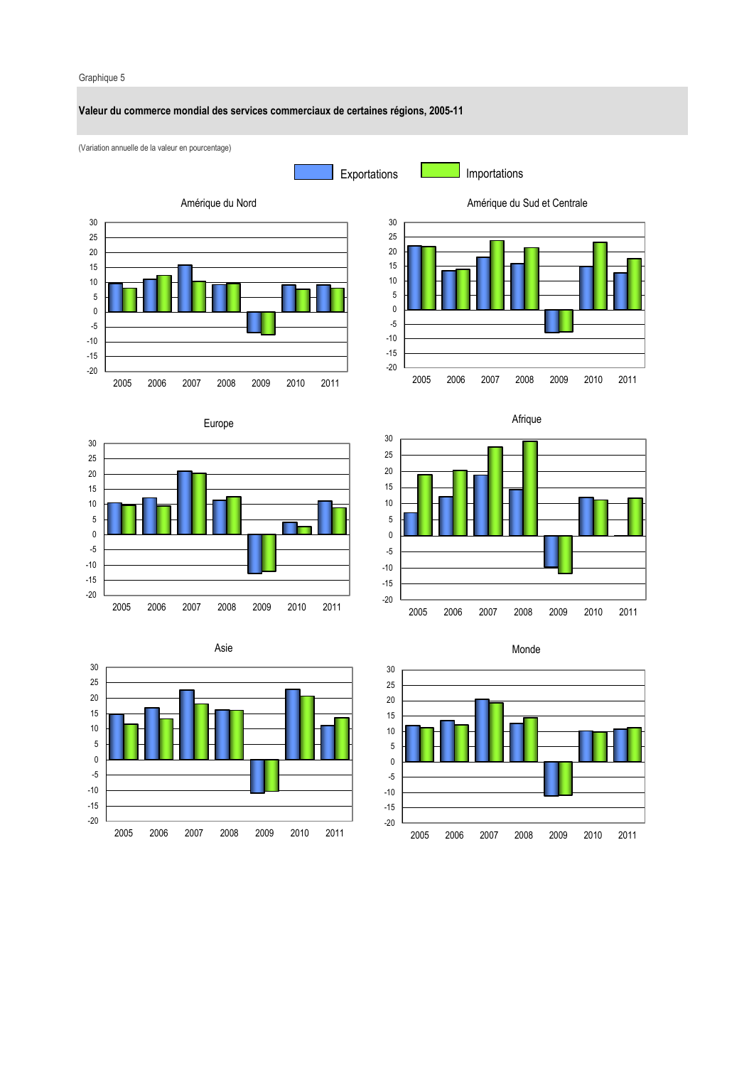Graphique 5

**Valeur du commerce mondial des services commerciaux de certaines régions, 2005-11**

(Variation annuelle de la valeur en pourcentage)

Exportations — Importations

Amérique du Nord

Amérique du Sud et Centrale

Europe

Afrique

Asie

Monde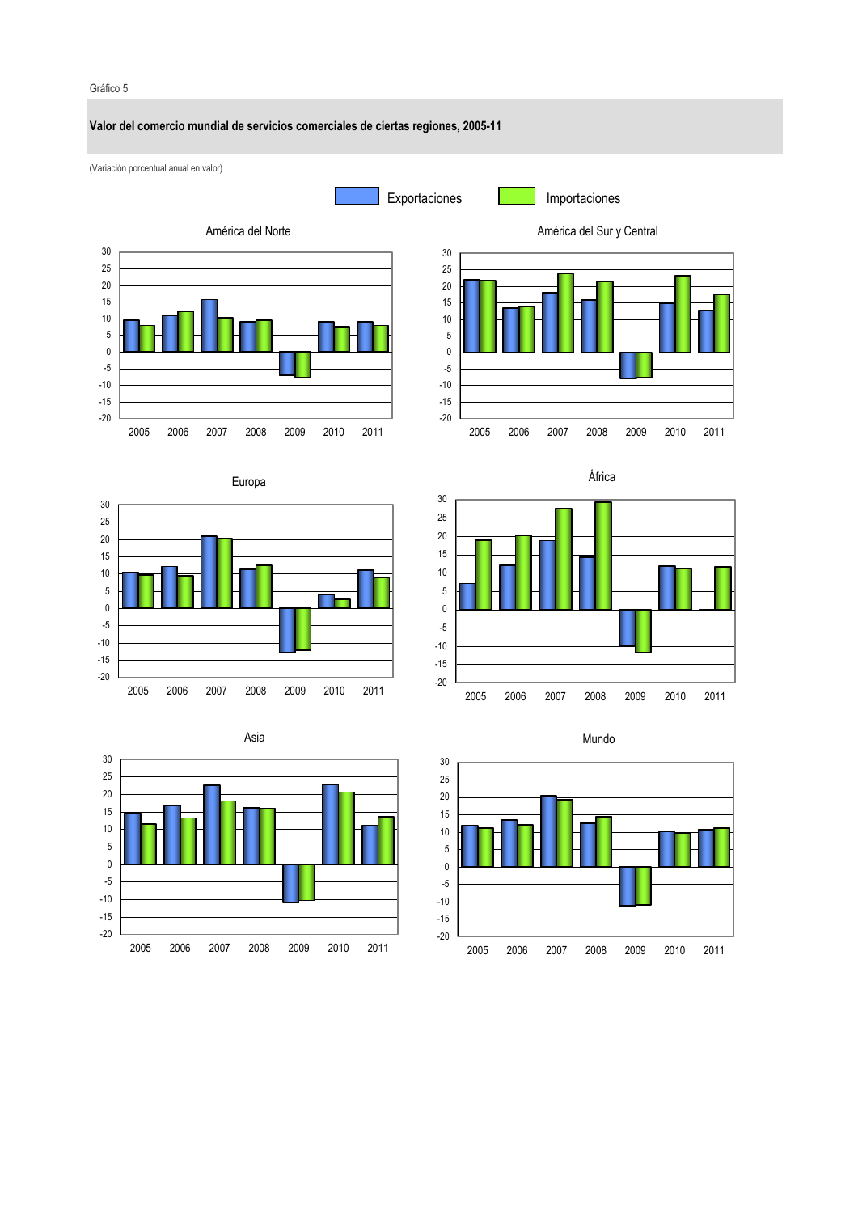Gráfico 5

**Valor del comercio mundial de servicios comerciales de ciertas regiones, 2005-11**

(Variación porcentual anual en valor)

Exportaciones    Importaciones

América del Norte

América del Sur y Central

Europa

África

Asia

Mundo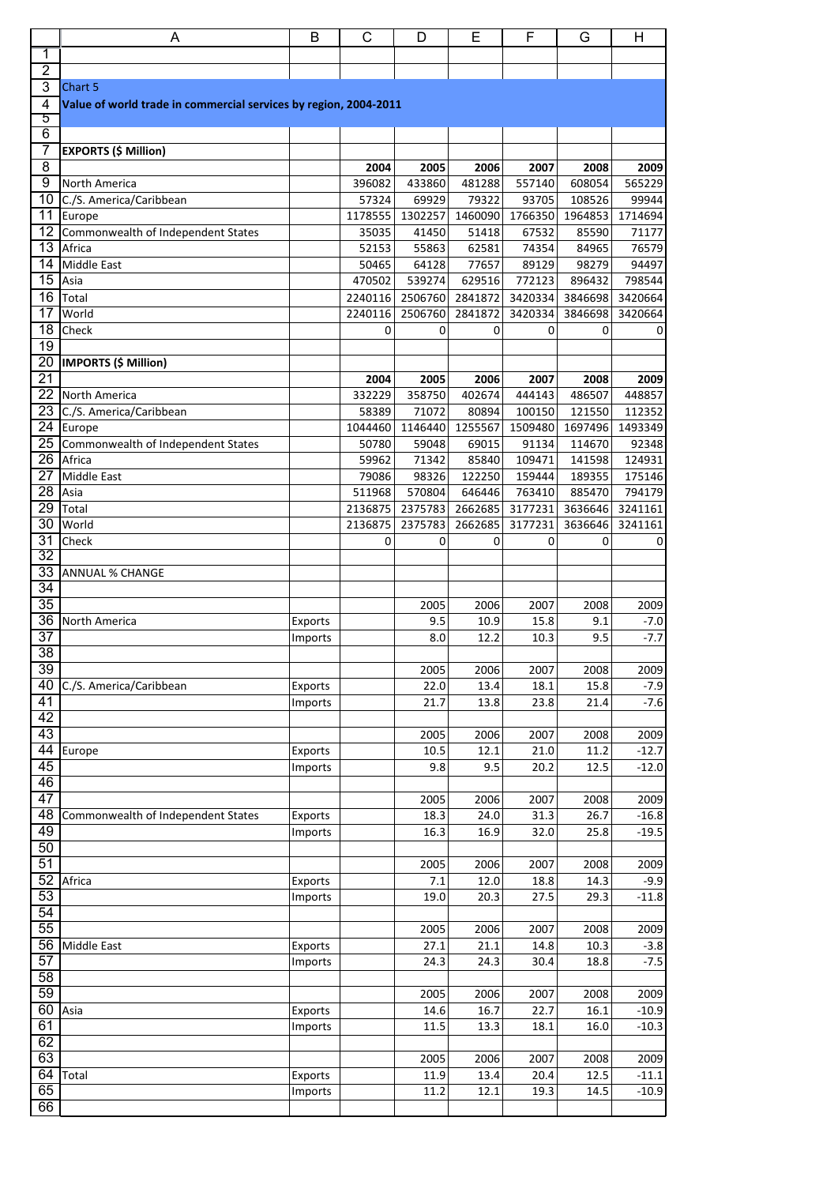Chart 5

**Value of world trade in commercial services by region, 2004-2011**

**EXPORTS ($ Million)**

| | | 2004 | 2005 | 2006 | 2007 | 2008 | 2009 |
|---|---|---|---|---|---|---|---|
| North America | | 396082 | 433860 | 481288 | 557140 | 608054 | 565229 |
| C./S. America/Caribbean | | 57324 | 69929 | 79322 | 93705 | 108526 | 99944 |
| Europe | | 1178555 | 1302257 | 1460090 | 1766350 | 1964853 | 1714694 |
| Commonwealth of Independent States | | 35035 | 41450 | 51418 | 67532 | 85590 | 71177 |
| Africa | | 52153 | 55863 | 62581 | 74354 | 84965 | 76579 |
| Middle East | | 50465 | 64128 | 77657 | 89129 | 98279 | 94497 |
| Asia | | 470502 | 539274 | 629516 | 772123 | 896432 | 798544 |
| Total | | 2240116 | 2506760 | 2841872 | 3420334 | 3846698 | 3420664 |
| World | | 2240116 | 2506760 | 2841872 | 3420334 | 3846698 | 3420664 |
| Check | | 0 | 0 | 0 | 0 | 0 | 0 |

**IMPORTS ($ Million)**

| | | 2004 | 2005 | 2006 | 2007 | 2008 | 2009 |
|---|---|---|---|---|---|---|---|
| North America | | 332229 | 358750 | 402674 | 444143 | 486507 | 448857 |
| C./S. America/Caribbean | | 58389 | 71072 | 80894 | 100150 | 121550 | 112352 |
| Europe | | 1044460 | 1146440 | 1255567 | 1509480 | 1697496 | 1493349 |
| Commonwealth of Independent States | | 50780 | 59048 | 69015 | 91134 | 114670 | 92348 |
| Africa | | 59962 | 71342 | 85840 | 109471 | 141598 | 124931 |
| Middle East | | 79086 | 98326 | 122250 | 159444 | 189355 | 175146 |
| Asia | | 511968 | 570804 | 646446 | 763410 | 885470 | 794179 |
| Total | | 2136875 | 2375783 | 2662685 | 3177231 | 3636646 | 3241161 |
| World | | 2136875 | 2375783 | 2662685 | 3177231 | 3636646 | 3241161 |
| Check | | 0 | 0 | 0 | 0 | 0 | 0 |

ANNUAL % CHANGE

| | | | 2005 | 2006 | 2007 | 2008 | 2009 |
|---|---|---|---|---|---|---|---|
| North America | Exports | | 9.5 | 10.9 | 15.8 | 9.1 | -7.0 |
| | Imports | | 8.0 | 12.2 | 10.3 | 9.5 | -7.7 |
| | | | 2005 | 2006 | 2007 | 2008 | 2009 |
| C./S. America/Caribbean | Exports | | 22.0 | 13.4 | 18.1 | 15.8 | -7.9 |
| | Imports | | 21.7 | 13.8 | 23.8 | 21.4 | -7.6 |
| | | | 2005 | 2006 | 2007 | 2008 | 2009 |
| Europe | Exports | | 10.5 | 12.1 | 21.0 | 11.2 | -12.7 |
| | Imports | | 9.8 | 9.5 | 20.2 | 12.5 | -12.0 |
| | | | 2005 | 2006 | 2007 | 2008 | 2009 |
| Commonwealth of Independent States | Exports | | 18.3 | 24.0 | 31.3 | 26.7 | -16.8 |
| | Imports | | 16.3 | 16.9 | 32.0 | 25.8 | -19.5 |
| | | | 2005 | 2006 | 2007 | 2008 | 2009 |
| Africa | Exports | | 7.1 | 12.0 | 18.8 | 14.3 | -9.9 |
| | Imports | | 19.0 | 20.3 | 27.5 | 29.3 | -11.8 |
| | | | 2005 | 2006 | 2007 | 2008 | 2009 |
| Middle East | Exports | | 27.1 | 21.1 | 14.8 | 10.3 | -3.8 |
| | Imports | | 24.3 | 24.3 | 30.4 | 18.8 | -7.5 |
| | | | 2005 | 2006 | 2007 | 2008 | 2009 |
| Asia | Exports | | 14.6 | 16.7 | 22.7 | 16.1 | -10.9 |
| | Imports | | 11.5 | 13.3 | 18.1 | 16.0 | -10.3 |
| | | | 2005 | 2006 | 2007 | 2008 | 2009 |
| Total | Exports | | 11.9 | 13.4 | 20.4 | 12.5 | -11.1 |
| | Imports | | 11.2 | 12.1 | 19.3 | 14.5 | -10.9 |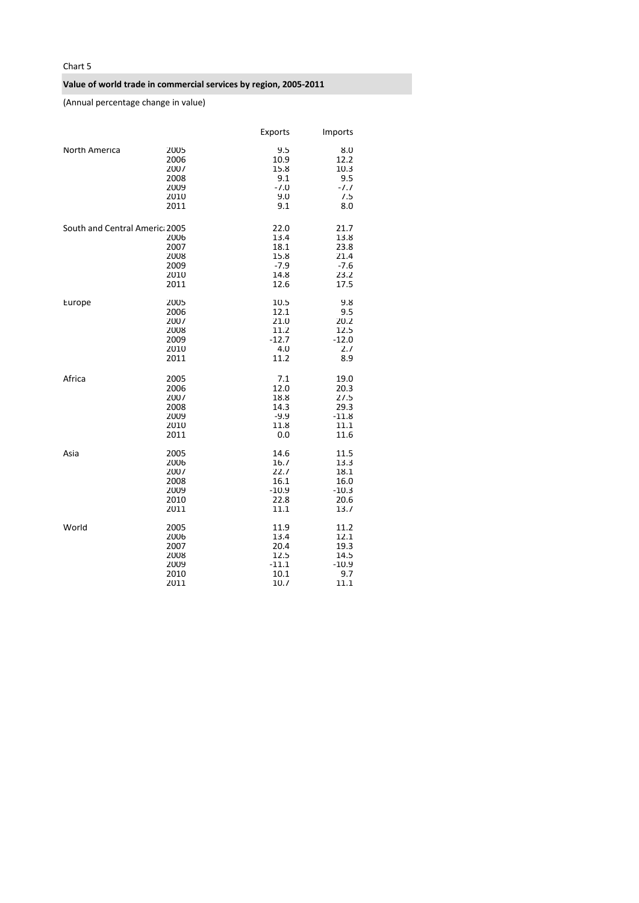Chart 5

**Value of world trade in commercial services by region, 2005-2011**

(Annual percentage change in value)

| | | Exports | Imports |
|---|---|---|---|
| North America | 2005 | 9.5 | 8.0 |
| | 2006 | 10.9 | 12.2 |
| | 2007 | 15.8 | 10.3 |
| | 2008 | 9.1 | 9.5 |
| | 2009 | -7.0 | -7.7 |
| | 2010 | 9.0 | 7.5 |
| | 2011 | 9.1 | 8.0 |
| South and Central Americ | 2005 | 22.0 | 21.7 |
| | 2006 | 13.4 | 13.8 |
| | 2007 | 18.1 | 23.8 |
| | 2008 | 15.8 | 21.4 |
| | 2009 | -7.9 | -7.6 |
| | 2010 | 14.8 | 23.2 |
| | 2011 | 12.6 | 17.5 |
| Europe | 2005 | 10.5 | 9.8 |
| | 2006 | 12.1 | 9.5 |
| | 2007 | 21.0 | 20.2 |
| | 2008 | 11.2 | 12.5 |
| | 2009 | -12.7 | -12.0 |
| | 2010 | 4.0 | 2.7 |
| | 2011 | 11.2 | 8.9 |
| Africa | 2005 | 7.1 | 19.0 |
| | 2006 | 12.0 | 20.3 |
| | 2007 | 18.8 | 27.5 |
| | 2008 | 14.3 | 29.3 |
| | 2009 | -9.9 | -11.8 |
| | 2010 | 11.8 | 11.1 |
| | 2011 | 0.0 | 11.6 |
| Asia | 2005 | 14.6 | 11.5 |
| | 2006 | 16.7 | 13.3 |
| | 2007 | 22.7 | 18.1 |
| | 2008 | 16.1 | 16.0 |
| | 2009 | -10.9 | -10.3 |
| | 2010 | 22.8 | 20.6 |
| | 2011 | 11.1 | 13.7 |
| World | 2005 | 11.9 | 11.2 |
| | 2006 | 13.4 | 12.1 |
| | 2007 | 20.4 | 19.3 |
| | 2008 | 12.5 | 14.5 |
| | 2009 | -11.1 | -10.9 |
| | 2010 | 10.1 | 9.7 |
| | 2011 | 10.7 | 11.1 |